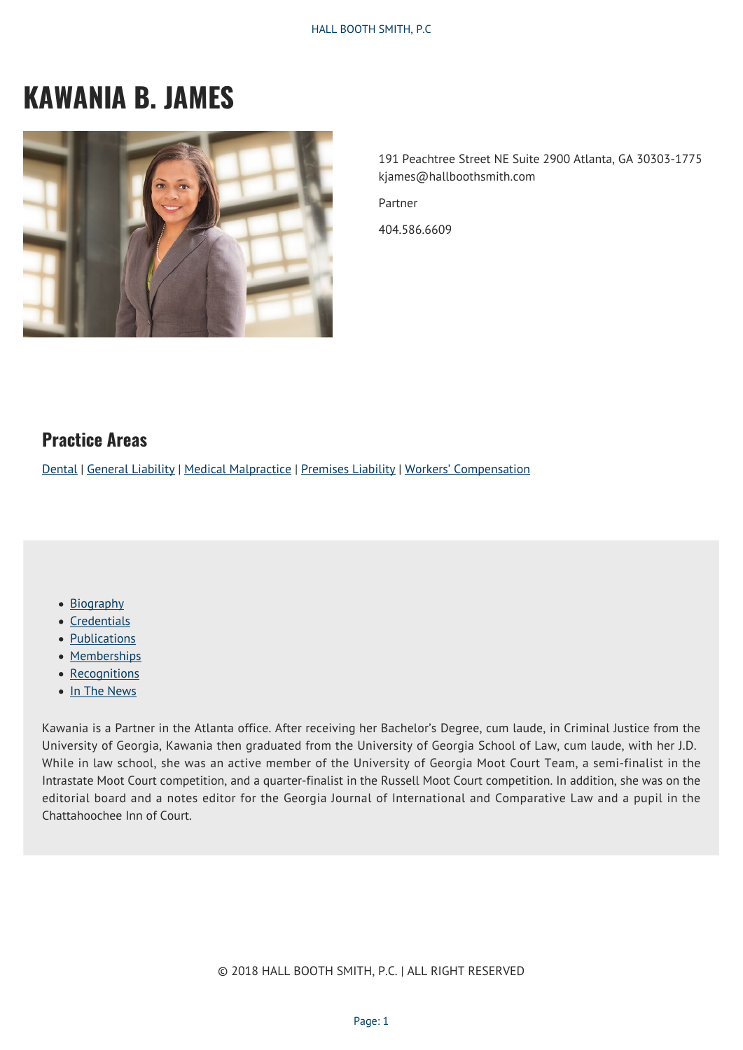# KAWANIA B. JAMES

191 Peachtree Street NE Suite 2900 Atlanta, GA 30303-1775
kjames@hallboothsmith.com

Partner

404.586.6609

## Practice Areas

Dental | General Liability | Medical Malpractice | Premises Liability | Workers' Compensation

- Biography
- Credentials
- Publications
- Memberships
- Recognitions
- In The News

Kawania is a Partner in the Atlanta office. After receiving her Bachelor's Degree, cum laude, in Criminal Justice from the University of Georgia, Kawania then graduated from the University of Georgia School of Law, cum laude, with her J.D. While in law school, she was an active member of the University of Georgia Moot Court Team, a semi-finalist in the Intrastate Moot Court competition, and a quarter-finalist in the Russell Moot Court competition. In addition, she was on the editorial board and a notes editor for the Georgia Journal of International and Comparative Law and a pupil in the Chattahoochee Inn of Court.

© 2018 HALL BOOTH SMITH, P.C. | ALL RIGHT RESERVED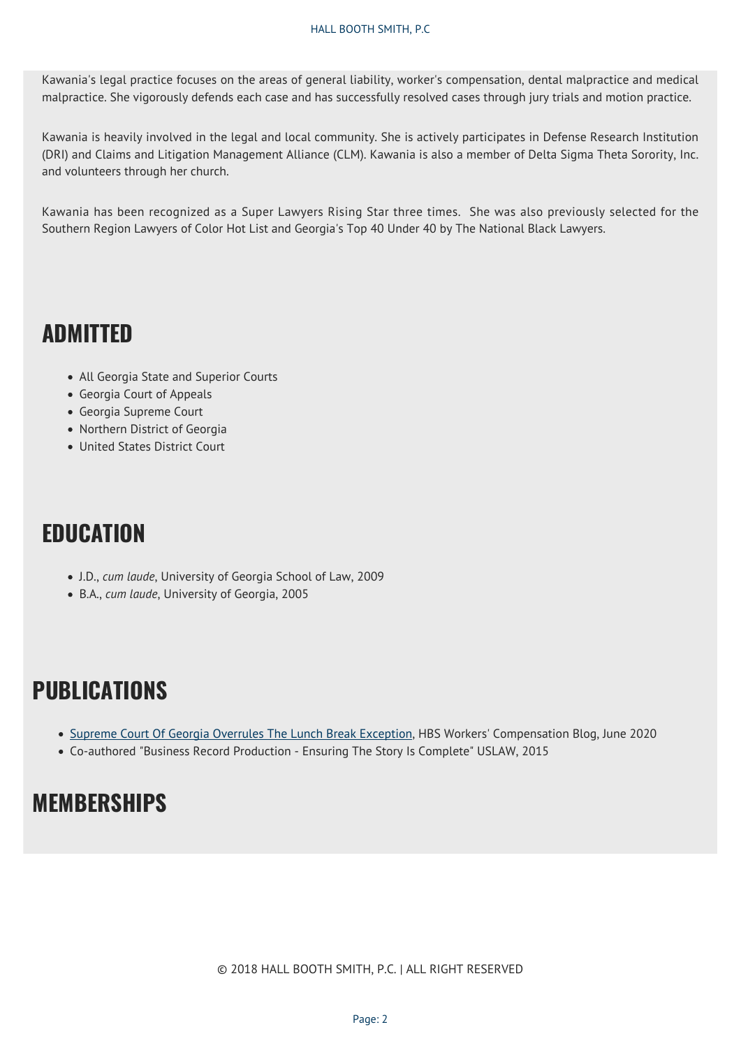Kawania's legal practice focuses on the areas of general liability, worker's compensation, dental malpractice and medical malpractice. She vigorously defends each case and has successfully resolved cases through jury trials and motion practice.

Kawania is heavily involved in the legal and local community. She is actively participates in Defense Research Institution (DRI) and Claims and Litigation Management Alliance (CLM). Kawania is also a member of Delta Sigma Theta Sorority, Inc. and volunteers through her church.

Kawania has been recognized as a Super Lawyers Rising Star three times. She was also previously selected for the Southern Region Lawyers of Color Hot List and Georgia's Top 40 Under 40 by The National Black Lawyers.

## ADMITTED

- All Georgia State and Superior Courts
- Georgia Court of Appeals
- Georgia Supreme Court
- Northern District of Georgia
- United States District Court

## EDUCATION

- J.D., *cum laude*, University of Georgia School of Law, 2009
- B.A., *cum laude*, University of Georgia, 2005

## PUBLICATIONS

- Supreme Court Of Georgia Overrules The Lunch Break Exception, HBS Workers' Compensation Blog, June 2020
- Co-authored "Business Record Production - Ensuring The Story Is Complete" USLAW, 2015

## MEMBERSHIPS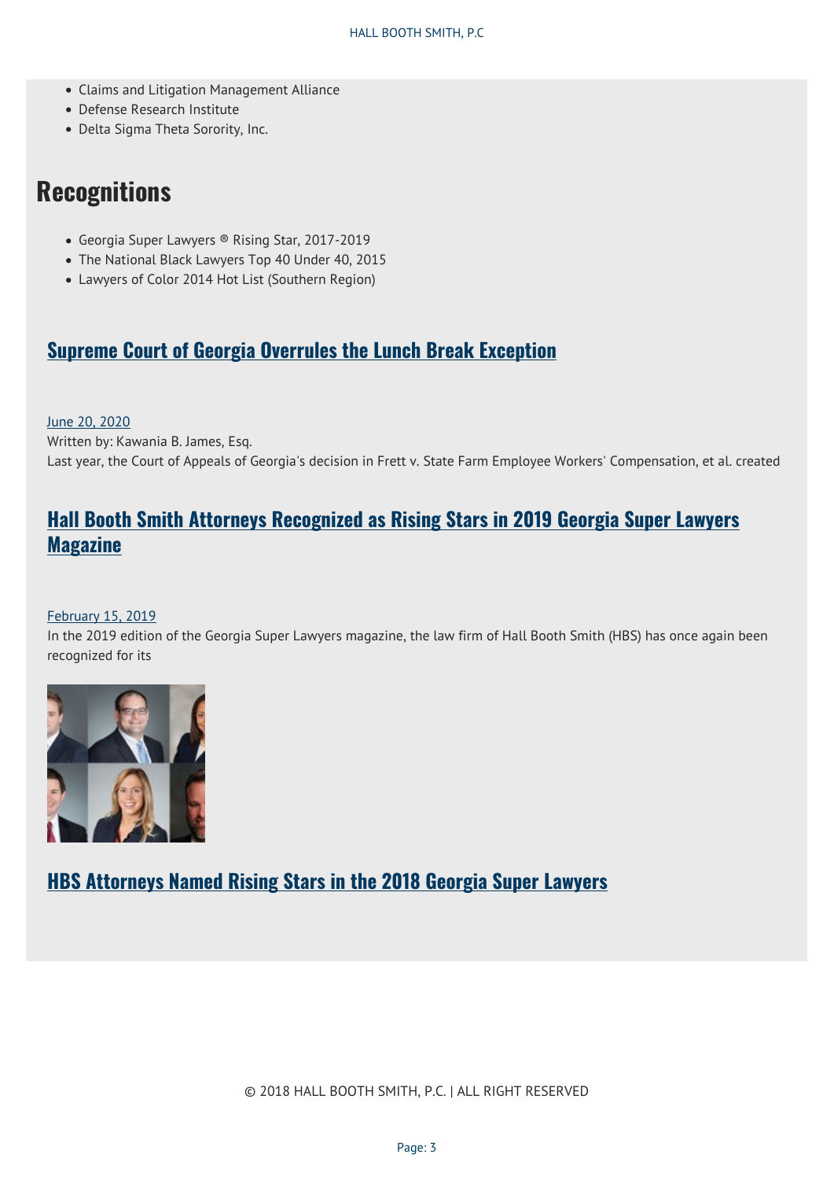- Claims and Litigation Management Alliance
- Defense Research Institute
- Delta Sigma Theta Sorority, Inc.

# Recognitions

- Georgia Super Lawyers ® Rising Star, 2017-2019
- The National Black Lawyers Top 40 Under 40, 2015
- Lawyers of Color 2014 Hot List (Southern Region)

## Supreme Court of Georgia Overrules the Lunch Break Exception

June 20, 2020
Written by: Kawania B. James, Esq.
Last year, the Court of Appeals of Georgia's decision in Frett v. State Farm Employee Workers' Compensation, et al. created

## Hall Booth Smith Attorneys Recognized as Rising Stars in 2019 Georgia Super Lawyers Magazine

February 15, 2019
In the 2019 edition of the Georgia Super Lawyers magazine, the law firm of Hall Booth Smith (HBS) has once again been recognized for its

## HBS Attorneys Named Rising Stars in the 2018 Georgia Super Lawyers

© 2018 HALL BOOTH SMITH, P.C. | ALL RIGHT RESERVED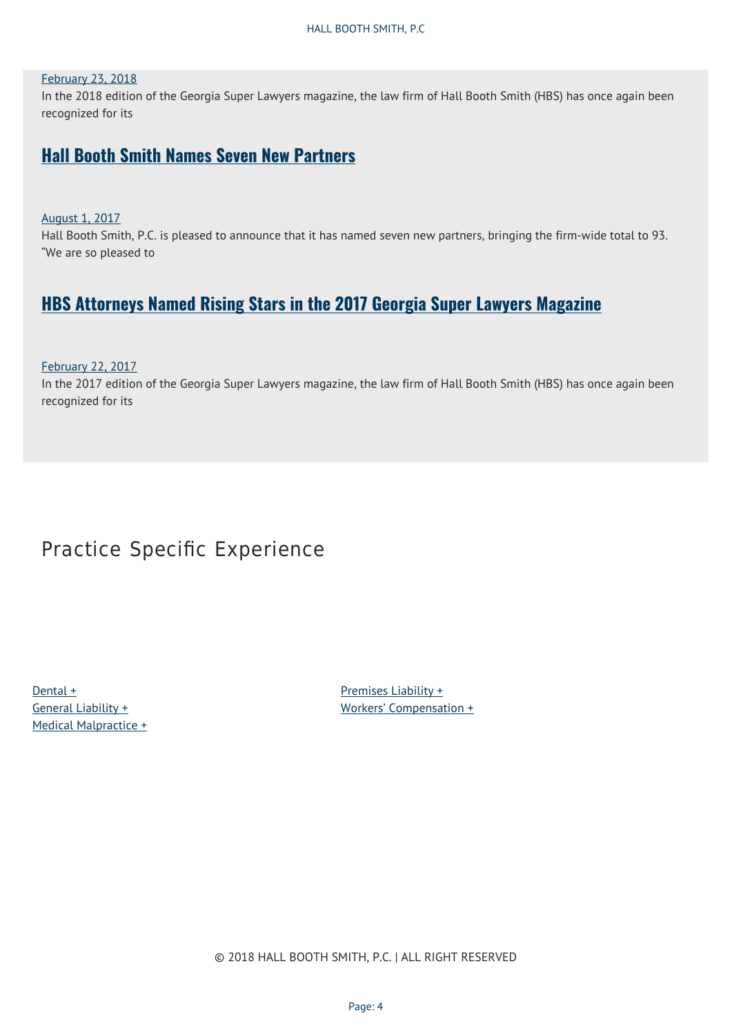February 23, 2018

In the 2018 edition of the Georgia Super Lawyers magazine, the law firm of Hall Booth Smith (HBS) has once again been recognized for its

## Hall Booth Smith Names Seven New Partners

August 1, 2017

Hall Booth Smith, P.C. is pleased to announce that it has named seven new partners, bringing the firm-wide total to 93. "We are so pleased to

## HBS Attorneys Named Rising Stars in the 2017 Georgia Super Lawyers Magazine

February 22, 2017

In the 2017 edition of the Georgia Super Lawyers magazine, the law firm of Hall Booth Smith (HBS) has once again been recognized for its

# Practice Specific Experience

Dental +
General Liability +
Medical Malpractice +
Premises Liability +
Workers' Compensation +

© 2018 HALL BOOTH SMITH, P.C. | ALL RIGHT RESERVED